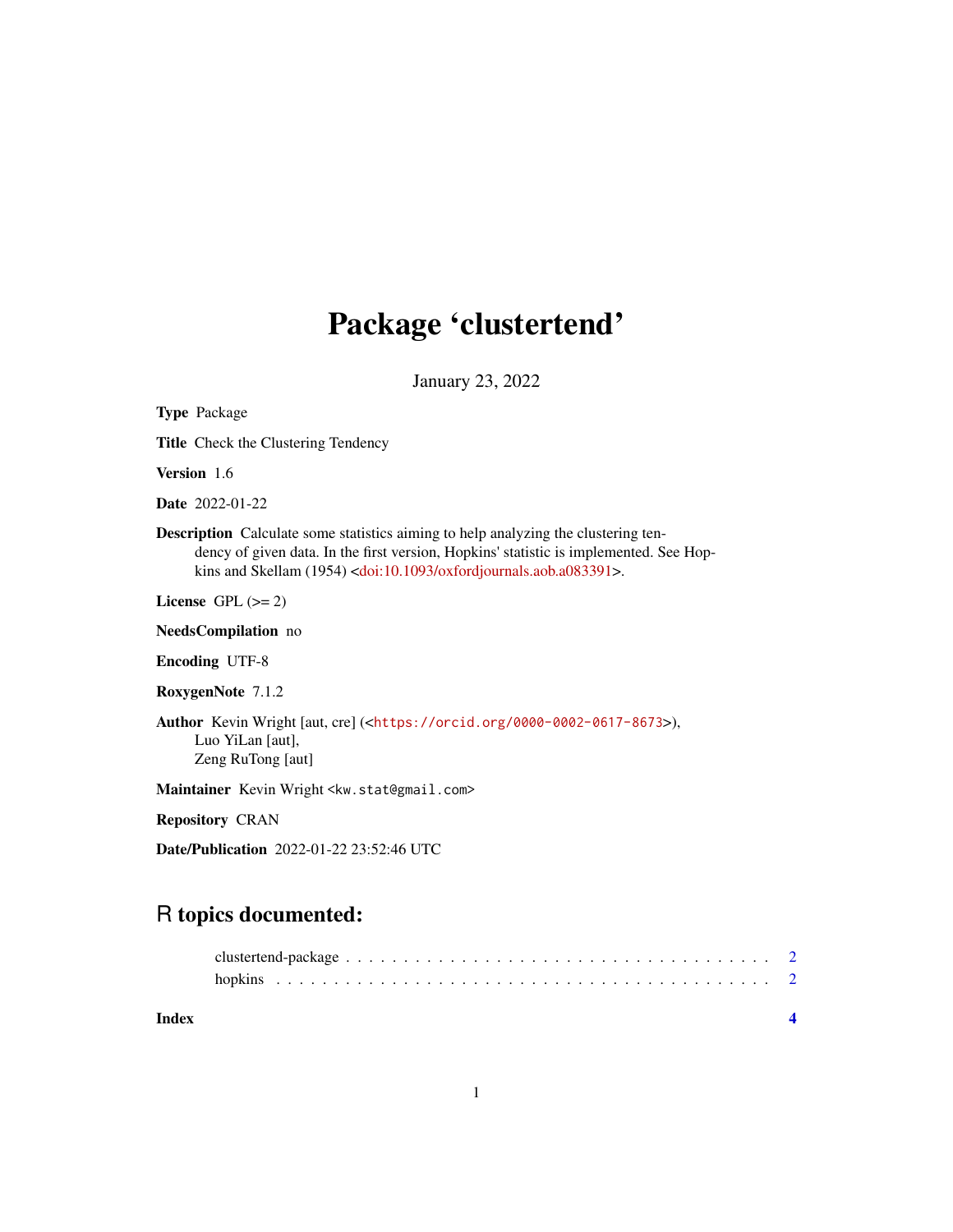# Package 'clustertend'

January 23, 2022

**Type** Package

**Title** Check the Clustering Tendency

**Version** 1.6

**Date** 2022-01-22

**Description** Calculate some statistics aiming to help analyzing the clustering tendency of given data. In the first version, Hopkins' statistic is implemented. See Hopkins and Skellam (1954) <doi:10.1093/oxfordjournals.aob.a083391>.

**License** GPL (>= 2)

**NeedsCompilation** no

**Encoding** UTF-8

**RoxygenNote** 7.1.2

**Author** Kevin Wright [aut, cre] (<https://orcid.org/0000-0002-0617-8673>), Luo YiLan [aut], Zeng RuTong [aut]

**Maintainer** Kevin Wright <kw.stat@gmail.com>

**Repository** CRAN

**Date/Publication** 2022-01-22 23:52:46 UTC

## R topics documented:

clustertend-package . . . . . . . . . . . . . . . . . . . . . . . . . . . . . . . . . . . . 2
hopkins . . . . . . . . . . . . . . . . . . . . . . . . . . . . . . . . . . . . . . . . . . 2

**Index** **4**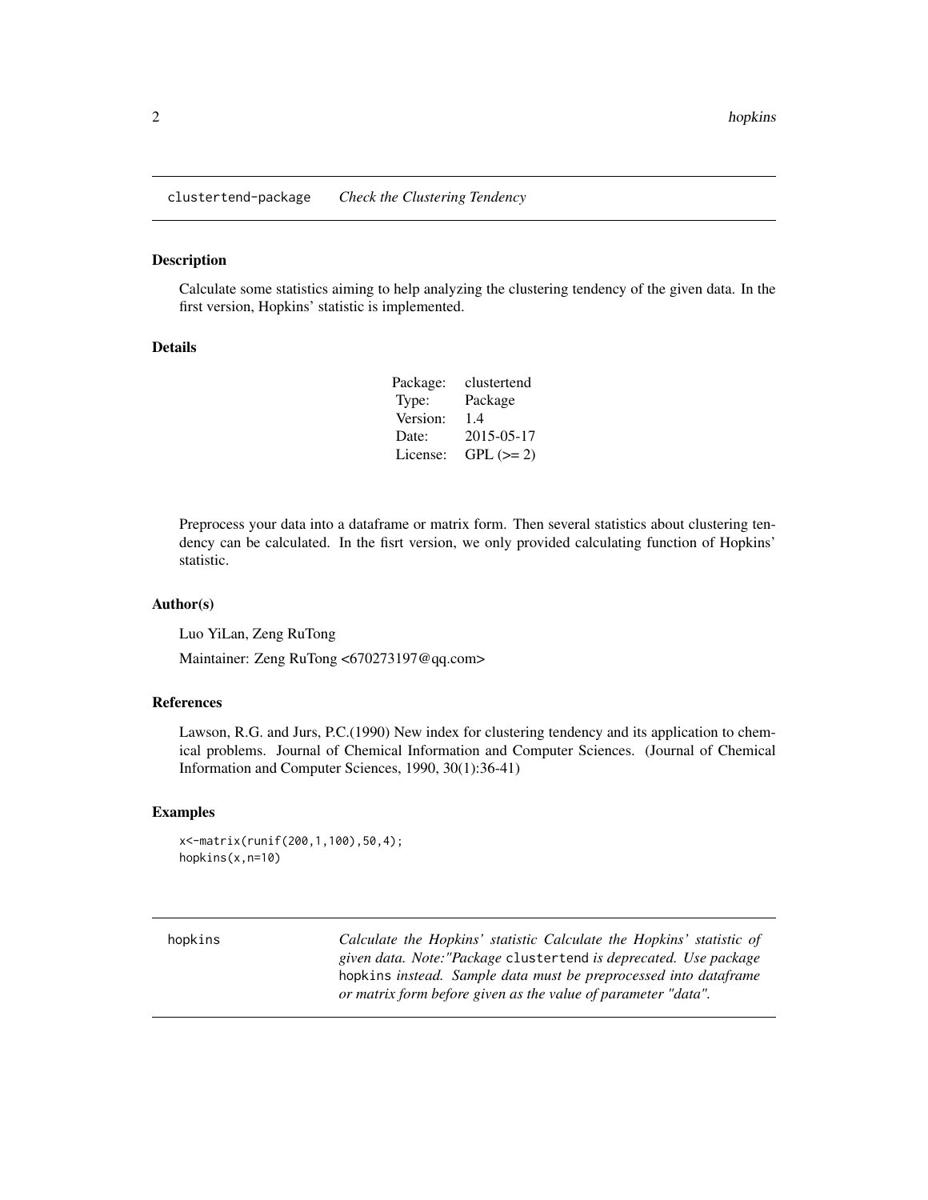## clustertend-package *Check the Clustering Tendency*

### Description

Calculate some statistics aiming to help analyzing the clustering tendency of the given data. In the first version, Hopkins' statistic is implemented.

### Details

| | |
|---|---|
| Package: | clustertend |
| Type: | Package |
| Version: | 1.4 |
| Date: | 2015-05-17 |
| License: | GPL (>= 2) |

Preprocess your data into a dataframe or matrix form. Then several statistics about clustering tendency can be calculated. In the fisrt version, we only provided calculating function of Hopkins' statistic.

### Author(s)

Luo YiLan, Zeng RuTong

Maintainer: Zeng RuTong <670273197@qq.com>

### References

Lawson, R.G. and Jurs, P.C.(1990) New index for clustering tendency and its application to chemical problems. Journal of Chemical Information and Computer Sciences. (Journal of Chemical Information and Computer Sciences, 1990, 30(1):36-41)

### Examples

```
x<-matrix(runif(200,1,100),50,4);
hopkins(x,n=10)
```

## hopkins *Calculate the Hopkins' statistic Calculate the Hopkins' statistic of given data. Note:"Package* clustertend *is deprecated. Use package* hopkins *instead. Sample data must be preprocessed into dataframe or matrix form before given as the value of parameter "data".*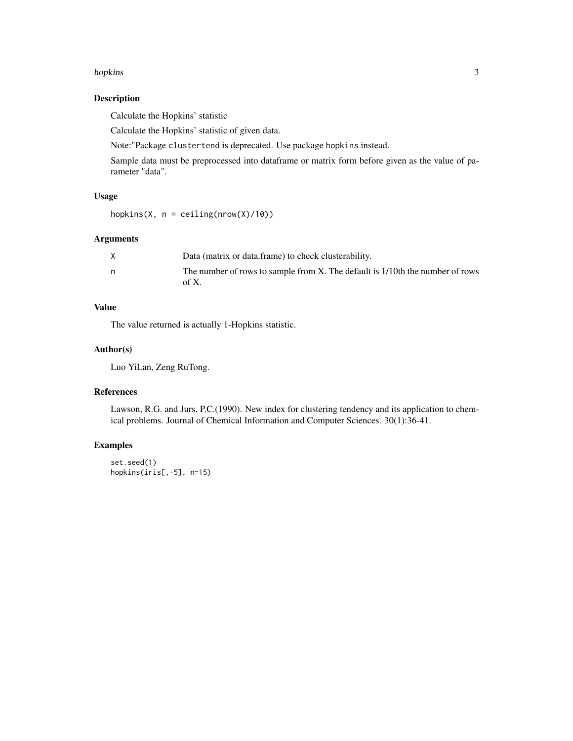## Description

Calculate the Hopkins' statistic

Calculate the Hopkins' statistic of given data.

Note:"Package `clustertend` is deprecated. Use package `hopkins` instead.

Sample data must be preprocessed into dataframe or matrix form before given as the value of parameter "data".

## Usage

```
hopkins(X, n = ceiling(nrow(X)/10))
```

## Arguments

| | |
|---|---|
| `X` | Data (matrix or data.frame) to check clusterability. |
| `n` | The number of rows to sample from X. The default is 1/10th the number of rows of X. |

## Value

The value returned is actually 1-Hopkins statistic.

## Author(s)

Luo YiLan, Zeng RuTong.

## References

Lawson, R.G. and Jurs, P.C.(1990). New index for clustering tendency and its application to chemical problems. Journal of Chemical Information and Computer Sciences. 30(1):36-41.

## Examples

```
set.seed(1)
hopkins(iris[,-5], n=15)
```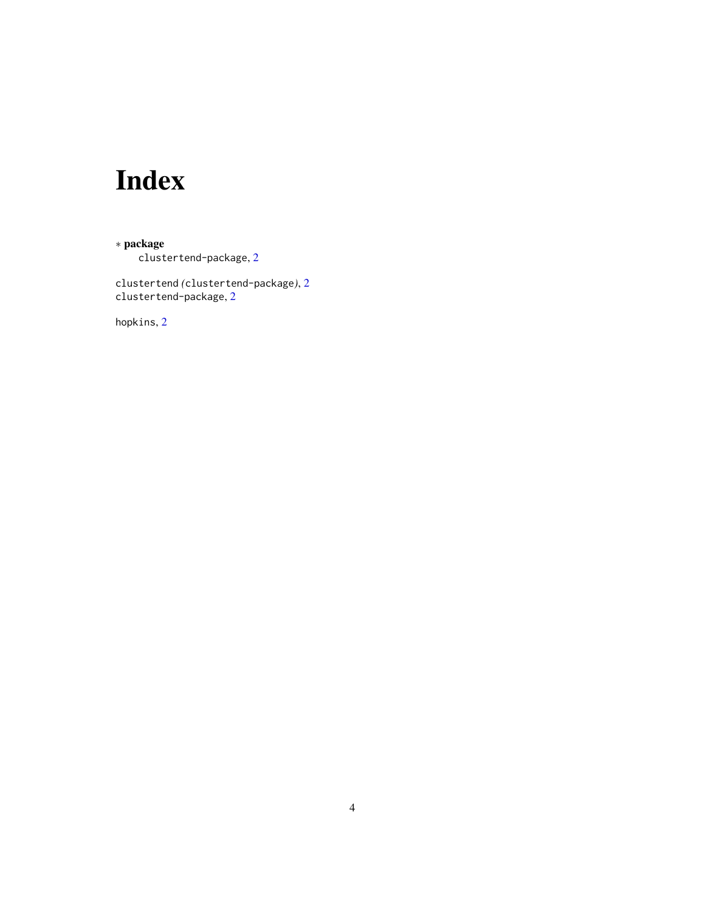# Index

∗ **package**
    clustertend-package, 2

clustertend *(*clustertend-package*)*, 2
clustertend-package, 2

hopkins, 2